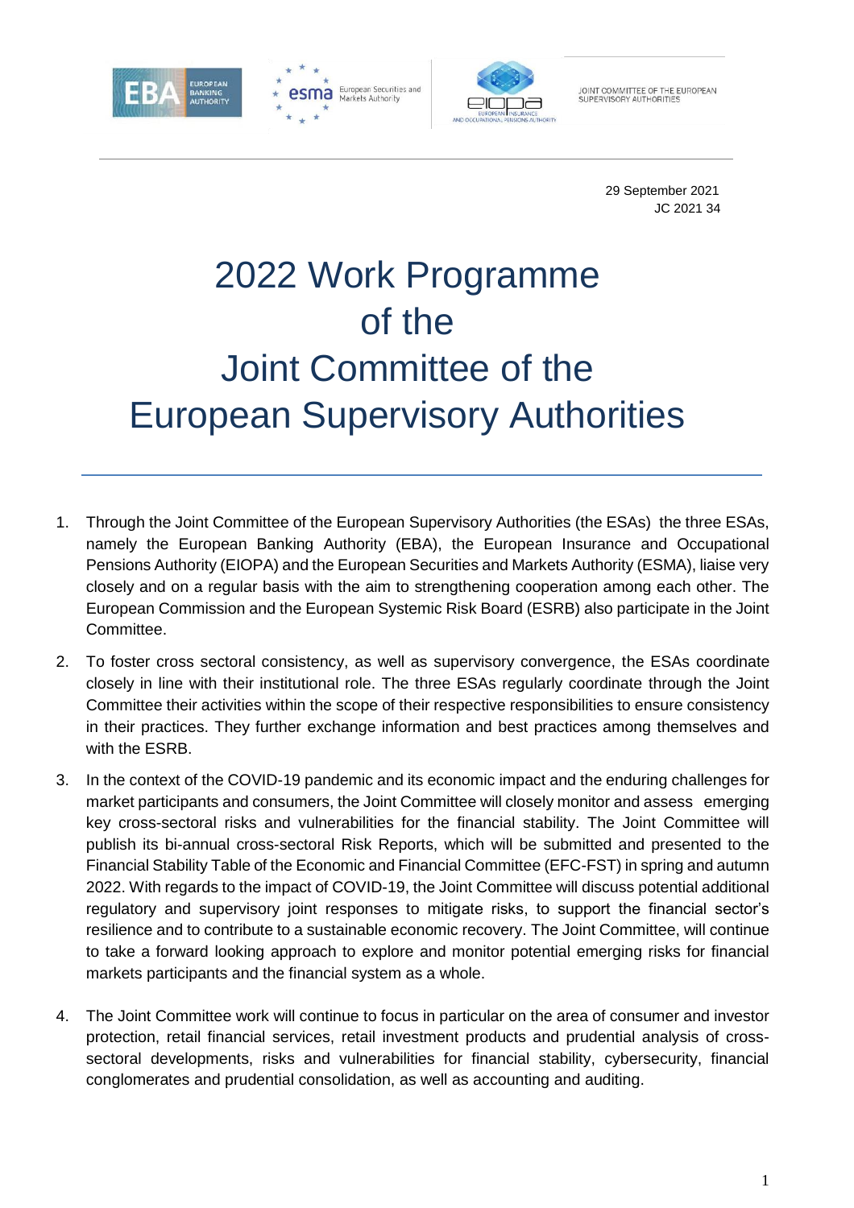29 September 2021
JC 2021 34

# 2022 Work Programme of the Joint Committee of the European Supervisory Authorities

1. Through the Joint Committee of the European Supervisory Authorities (the ESAs) the three ESAs, namely the European Banking Authority (EBA), the European Insurance and Occupational Pensions Authority (EIOPA) and the European Securities and Markets Authority (ESMA), liaise very closely and on a regular basis with the aim to strengthening cooperation among each other. The European Commission and the European Systemic Risk Board (ESRB) also participate in the Joint Committee.

2. To foster cross sectoral consistency, as well as supervisory convergence, the ESAs coordinate closely in line with their institutional role. The three ESAs regularly coordinate through the Joint Committee their activities within the scope of their respective responsibilities to ensure consistency in their practices. They further exchange information and best practices among themselves and with the ESRB.

3. In the context of the COVID-19 pandemic and its economic impact and the enduring challenges for market participants and consumers, the Joint Committee will closely monitor and assess emerging key cross-sectoral risks and vulnerabilities for the financial stability. The Joint Committee will publish its bi-annual cross-sectoral Risk Reports, which will be submitted and presented to the Financial Stability Table of the Economic and Financial Committee (EFC-FST) in spring and autumn 2022. With regards to the impact of COVID-19, the Joint Committee will discuss potential additional regulatory and supervisory joint responses to mitigate risks, to support the financial sector's resilience and to contribute to a sustainable economic recovery. The Joint Committee, will continue to take a forward looking approach to explore and monitor potential emerging risks for financial markets participants and the financial system as a whole.

4. The Joint Committee work will continue to focus in particular on the area of consumer and investor protection, retail financial services, retail investment products and prudential analysis of cross-sectoral developments, risks and vulnerabilities for financial stability, cybersecurity, financial conglomerates and prudential consolidation, as well as accounting and auditing.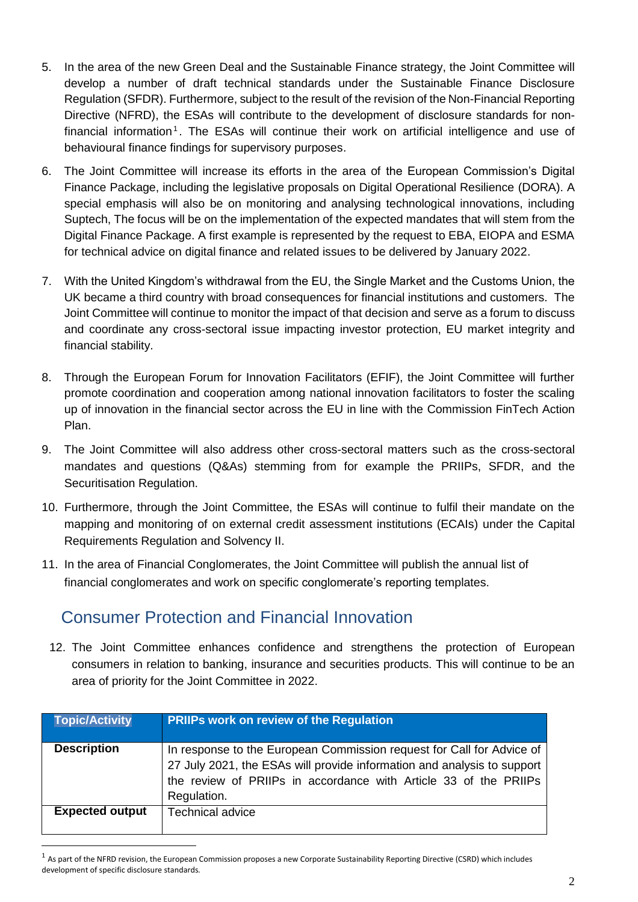5. In the area of the new Green Deal and the Sustainable Finance strategy, the Joint Committee will develop a number of draft technical standards under the Sustainable Finance Disclosure Regulation (SFDR). Furthermore, subject to the result of the revision of the Non-Financial Reporting Directive (NFRD), the ESAs will contribute to the development of disclosure standards for non-financial information[1]. The ESAs will continue their work on artificial intelligence and use of behavioural finance findings for supervisory purposes.

6. The Joint Committee will increase its efforts in the area of the European Commission's Digital Finance Package, including the legislative proposals on Digital Operational Resilience (DORA). A special emphasis will also be on monitoring and analysing technological innovations, including Suptech, The focus will be on the implementation of the expected mandates that will stem from the Digital Finance Package. A first example is represented by the request to EBA, EIOPA and ESMA for technical advice on digital finance and related issues to be delivered by January 2022.

7. With the United Kingdom's withdrawal from the EU, the Single Market and the Customs Union, the UK became a third country with broad consequences for financial institutions and customers. The Joint Committee will continue to monitor the impact of that decision and serve as a forum to discuss and coordinate any cross-sectoral issue impacting investor protection, EU market integrity and financial stability.

8. Through the European Forum for Innovation Facilitators (EFIF), the Joint Committee will further promote coordination and cooperation among national innovation facilitators to foster the scaling up of innovation in the financial sector across the EU in line with the Commission FinTech Action Plan.

9. The Joint Committee will also address other cross-sectoral matters such as the cross-sectoral mandates and questions (Q&As) stemming from for example the PRIIPs, SFDR, and the Securitisation Regulation.

10. Furthermore, through the Joint Committee, the ESAs will continue to fulfil their mandate on the mapping and monitoring of on external credit assessment institutions (ECAIs) under the Capital Requirements Regulation and Solvency II.

11. In the area of Financial Conglomerates, the Joint Committee will publish the annual list of financial conglomerates and work on specific conglomerate's reporting templates.

## Consumer Protection and Financial Innovation

12. The Joint Committee enhances confidence and strengthens the protection of European consumers in relation to banking, insurance and securities products. This will continue to be an area of priority for the Joint Committee in 2022.

| Topic/Activity | PRIIPs work on review of the Regulation |
|---|---|
| **Description** | In response to the European Commission request for Call for Advice of 27 July 2021, the ESAs will provide information and analysis to support the review of PRIIPs in accordance with Article 33 of the PRIIPs Regulation. |
| **Expected output** | Technical advice |

[1] As part of the NFRD revision, the European Commission proposes a new Corporate Sustainability Reporting Directive (CSRD) which includes development of specific disclosure standards.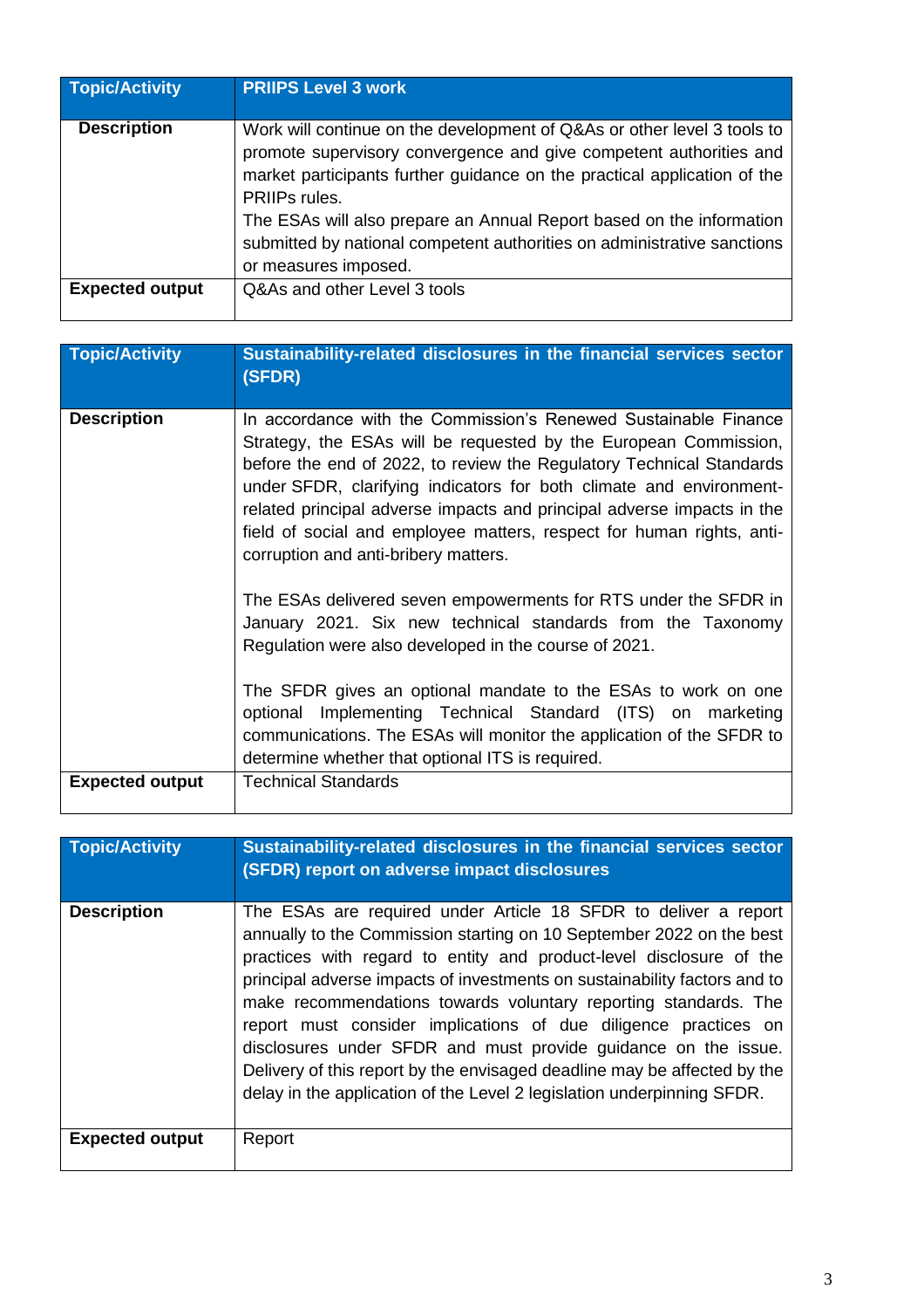| Topic/Activity | PRIIPS Level 3 work |
| --- | --- |
| **Description** | Work will continue on the development of Q&As or other level 3 tools to promote supervisory convergence and give competent authorities and market participants further guidance on the practical application of the PRIIPs rules.<br>The ESAs will also prepare an Annual Report based on the information submitted by national competent authorities on administrative sanctions or measures imposed. |
| **Expected output** | Q&As and other Level 3 tools |

| Topic/Activity | Sustainability-related disclosures in the financial services sector (SFDR) |
| --- | --- |
| **Description** | In accordance with the Commission's Renewed Sustainable Finance Strategy, the ESAs will be requested by the European Commission, before the end of 2022, to review the Regulatory Technical Standards under SFDR, clarifying indicators for both climate and environment-related principal adverse impacts and principal adverse impacts in the field of social and employee matters, respect for human rights, anti-corruption and anti-bribery matters.<br><br>The ESAs delivered seven empowerments for RTS under the SFDR in January 2021. Six new technical standards from the Taxonomy Regulation were also developed in the course of 2021.<br><br>The SFDR gives an optional mandate to the ESAs to work on one optional Implementing Technical Standard (ITS) on marketing communications. The ESAs will monitor the application of the SFDR to determine whether that optional ITS is required. |
| **Expected output** | Technical Standards |

| Topic/Activity | Sustainability-related disclosures in the financial services sector (SFDR) report on adverse impact disclosures |
| --- | --- |
| **Description** | The ESAs are required under Article 18 SFDR to deliver a report annually to the Commission starting on 10 September 2022 on the best practices with regard to entity and product-level disclosure of the principal adverse impacts of investments on sustainability factors and to make recommendations towards voluntary reporting standards. The report must consider implications of due diligence practices on disclosures under SFDR and must provide guidance on the issue. Delivery of this report by the envisaged deadline may be affected by the delay in the application of the Level 2 legislation underpinning SFDR. |
| **Expected output** | Report |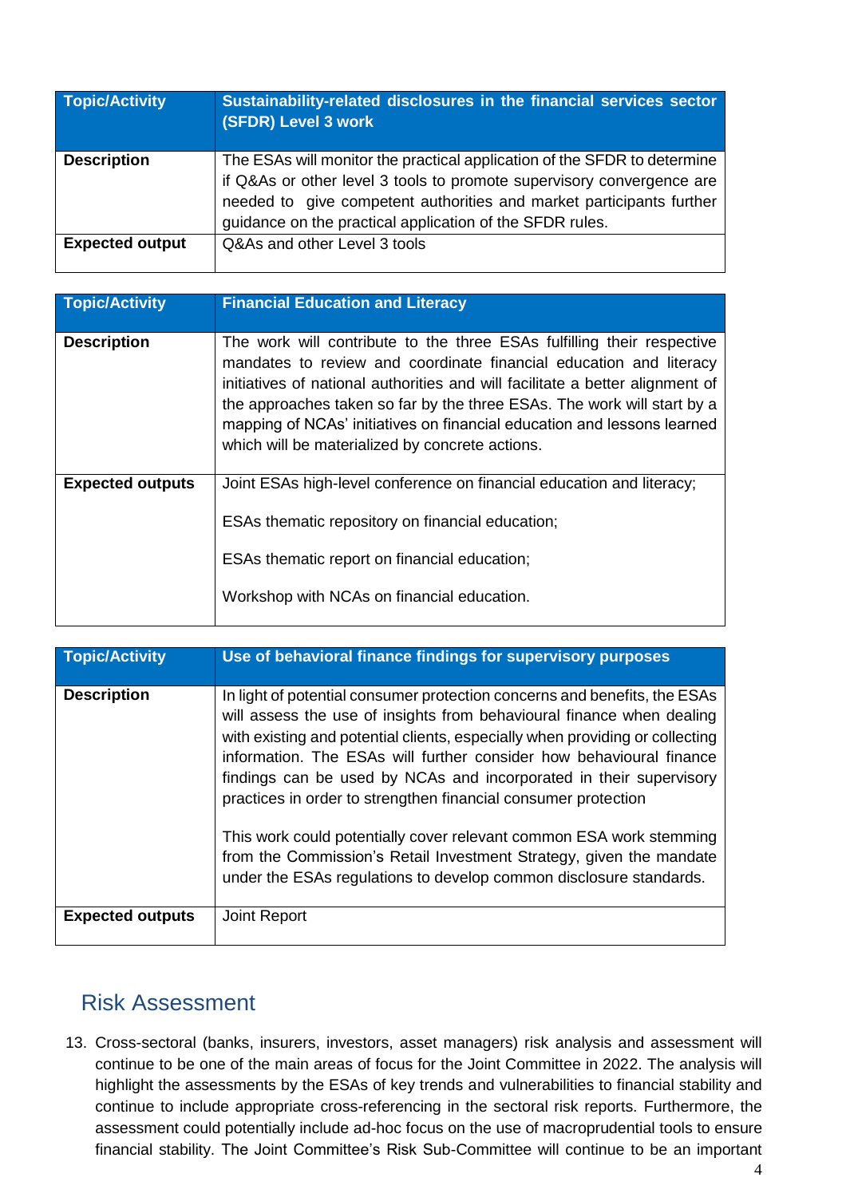| Topic/Activity | Sustainability-related disclosures in the financial services sector (SFDR) Level 3 work |
| --- | --- |
| **Description** | The ESAs will monitor the practical application of the SFDR to determine if Q&As or other level 3 tools to promote supervisory convergence are needed to give competent authorities and market participants further guidance on the practical application of the SFDR rules. |
| **Expected output** | Q&As and other Level 3 tools |

| Topic/Activity | Financial Education and Literacy |
| --- | --- |
| **Description** | The work will contribute to the three ESAs fulfilling their respective mandates to review and coordinate financial education and literacy initiatives of national authorities and will facilitate a better alignment of the approaches taken so far by the three ESAs. The work will start by a mapping of NCAs' initiatives on financial education and lessons learned which will be materialized by concrete actions. |
| **Expected outputs** | Joint ESAs high-level conference on financial education and literacy;<br><br>ESAs thematic repository on financial education;<br><br>ESAs thematic report on financial education;<br><br>Workshop with NCAs on financial education. |

| Topic/Activity | Use of behavioral finance findings for supervisory purposes |
| --- | --- |
| **Description** | In light of potential consumer protection concerns and benefits, the ESAs will assess the use of insights from behavioural finance when dealing with existing and potential clients, especially when providing or collecting information. The ESAs will further consider how behavioural finance findings can be used by NCAs and incorporated in their supervisory practices in order to strengthen financial consumer protection<br><br>This work could potentially cover relevant common ESA work stemming from the Commission's Retail Investment Strategy, given the mandate under the ESAs regulations to develop common disclosure standards. |
| **Expected outputs** | Joint Report |

## Risk Assessment

13. Cross-sectoral (banks, insurers, investors, asset managers) risk analysis and assessment will continue to be one of the main areas of focus for the Joint Committee in 2022. The analysis will highlight the assessments by the ESAs of key trends and vulnerabilities to financial stability and continue to include appropriate cross-referencing in the sectoral risk reports. Furthermore, the assessment could potentially include ad-hoc focus on the use of macroprudential tools to ensure financial stability. The Joint Committee's Risk Sub-Committee will continue to be an important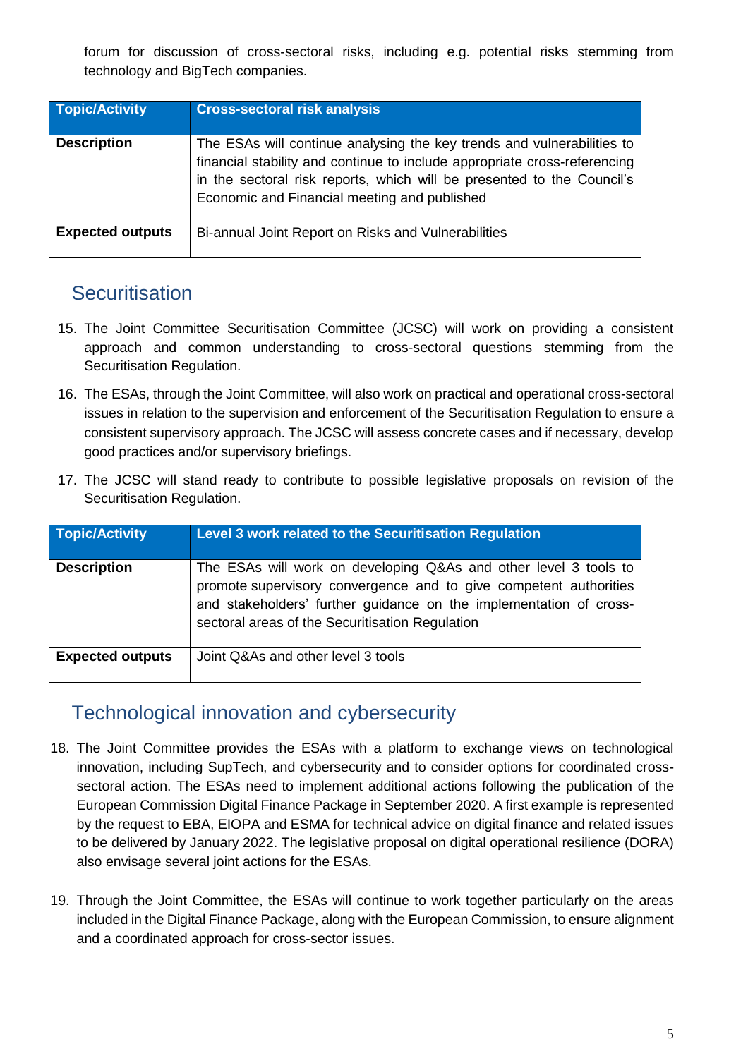forum for discussion of cross-sectoral risks, including e.g. potential risks stemming from technology and BigTech companies.

| Topic/Activity | Cross-sectoral risk analysis |
|---|---|
| **Description** | The ESAs will continue analysing the key trends and vulnerabilities to financial stability and continue to include appropriate cross-referencing in the sectoral risk reports, which will be presented to the Council's Economic and Financial meeting and published |
| **Expected outputs** | Bi-annual Joint Report on Risks and Vulnerabilities |

## Securitisation

15. The Joint Committee Securitisation Committee (JCSC) will work on providing a consistent approach and common understanding to cross-sectoral questions stemming from the Securitisation Regulation.

16. The ESAs, through the Joint Committee, will also work on practical and operational cross-sectoral issues in relation to the supervision and enforcement of the Securitisation Regulation to ensure a consistent supervisory approach. The JCSC will assess concrete cases and if necessary, develop good practices and/or supervisory briefings.

17. The JCSC will stand ready to contribute to possible legislative proposals on revision of the Securitisation Regulation.

| Topic/Activity | Level 3 work related to the Securitisation Regulation |
|---|---|
| **Description** | The ESAs will work on developing Q&As and other level 3 tools to promote supervisory convergence and to give competent authorities and stakeholders' further guidance on the implementation of cross-sectoral areas of the Securitisation Regulation |
| **Expected outputs** | Joint Q&As and other level 3 tools |

## Technological innovation and cybersecurity

18. The Joint Committee provides the ESAs with a platform to exchange views on technological innovation, including SupTech, and cybersecurity and to consider options for coordinated cross-sectoral action. The ESAs need to implement additional actions following the publication of the European Commission Digital Finance Package in September 2020. A first example is represented by the request to EBA, EIOPA and ESMA for technical advice on digital finance and related issues to be delivered by January 2022. The legislative proposal on digital operational resilience (DORA) also envisage several joint actions for the ESAs.

19. Through the Joint Committee, the ESAs will continue to work together particularly on the areas included in the Digital Finance Package, along with the European Commission, to ensure alignment and a coordinated approach for cross-sector issues.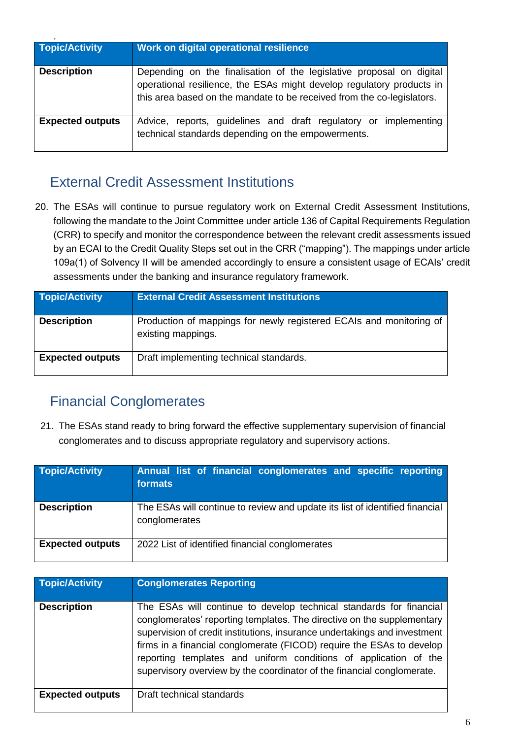| Topic/Activity | Work on digital operational resilience |
|---|---|
| **Description** | Depending on the finalisation of the legislative proposal on digital operational resilience, the ESAs might develop regulatory products in this area based on the mandate to be received from the co-legislators. |
| **Expected outputs** | Advice, reports, guidelines and draft regulatory or implementing technical standards depending on the empowerments. |

## External Credit Assessment Institutions

20. The ESAs will continue to pursue regulatory work on External Credit Assessment Institutions, following the mandate to the Joint Committee under article 136 of Capital Requirements Regulation (CRR) to specify and monitor the correspondence between the relevant credit assessments issued by an ECAI to the Credit Quality Steps set out in the CRR ("mapping"). The mappings under article 109a(1) of Solvency II will be amended accordingly to ensure a consistent usage of ECAIs' credit assessments under the banking and insurance regulatory framework.

| Topic/Activity | External Credit Assessment Institutions |
|---|---|
| **Description** | Production of mappings for newly registered ECAIs and monitoring of existing mappings. |
| **Expected outputs** | Draft implementing technical standards. |

## Financial Conglomerates

21. The ESAs stand ready to bring forward the effective supplementary supervision of financial conglomerates and to discuss appropriate regulatory and supervisory actions.

| Topic/Activity | Annual list of financial conglomerates and specific reporting formats |
|---|---|
| **Description** | The ESAs will continue to review and update its list of identified financial conglomerates |
| **Expected outputs** | 2022 List of identified financial conglomerates |

| Topic/Activity | Conglomerates Reporting |
|---|---|
| **Description** | The ESAs will continue to develop technical standards for financial conglomerates' reporting templates. The directive on the supplementary supervision of credit institutions, insurance undertakings and investment firms in a financial conglomerate (FICOD) require the ESAs to develop reporting templates and uniform conditions of application of the supervisory overview by the coordinator of the financial conglomerate. |
| **Expected outputs** | Draft technical standards |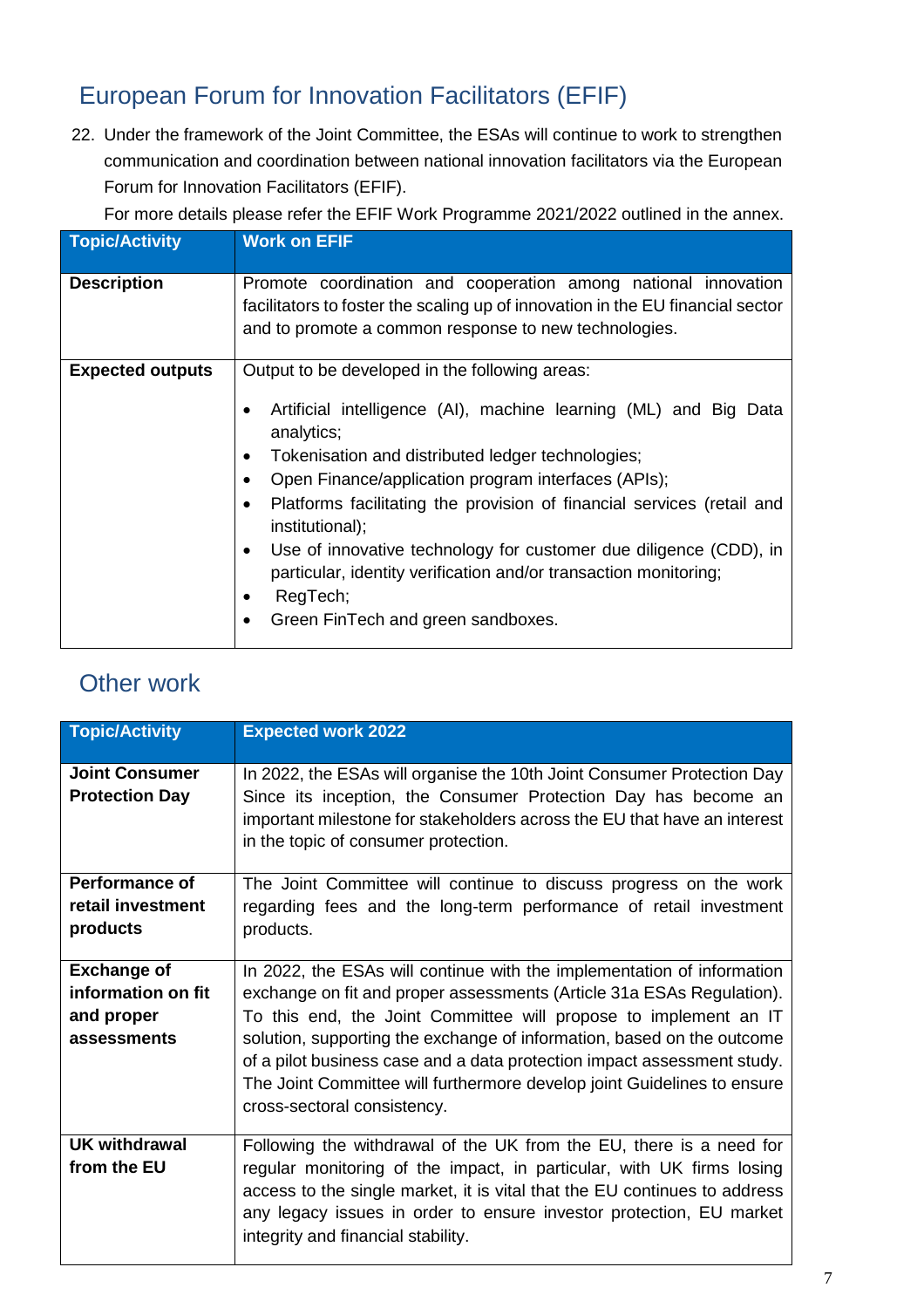## European Forum for Innovation Facilitators (EFIF)

22. Under the framework of the Joint Committee, the ESAs will continue to work to strengthen communication and coordination between national innovation facilitators via the European Forum for Innovation Facilitators (EFIF).

    For more details please refer the EFIF Work Programme 2021/2022 outlined in the annex.

| Topic/Activity | Work on EFIF |
|---|---|
| **Description** | Promote coordination and cooperation among national innovation facilitators to foster the scaling up of innovation in the EU financial sector and to promote a common response to new technologies. |
| **Expected outputs** | Output to be developed in the following areas:<br>• Artificial intelligence (AI), machine learning (ML) and Big Data analytics;<br>• Tokenisation and distributed ledger technologies;<br>• Open Finance/application program interfaces (APIs);<br>• Platforms facilitating the provision of financial services (retail and institutional);<br>• Use of innovative technology for customer due diligence (CDD), in particular, identity verification and/or transaction monitoring;<br>• RegTech;<br>• Green FinTech and green sandboxes. |

## Other work

| Topic/Activity | Expected work 2022 |
|---|---|
| **Joint Consumer Protection Day** | In 2022, the ESAs will organise the 10th Joint Consumer Protection Day Since its inception, the Consumer Protection Day has become an important milestone for stakeholders across the EU that have an interest in the topic of consumer protection. |
| **Performance of retail investment products** | The Joint Committee will continue to discuss progress on the work regarding fees and the long-term performance of retail investment products. |
| **Exchange of information on fit and proper assessments** | In 2022, the ESAs will continue with the implementation of information exchange on fit and proper assessments (Article 31a ESAs Regulation). To this end, the Joint Committee will propose to implement an IT solution, supporting the exchange of information, based on the outcome of a pilot business case and a data protection impact assessment study. The Joint Committee will furthermore develop joint Guidelines to ensure cross-sectoral consistency. |
| **UK withdrawal from the EU** | Following the withdrawal of the UK from the EU, there is a need for regular monitoring of the impact, in particular, with UK firms losing access to the single market, it is vital that the EU continues to address any legacy issues in order to ensure investor protection, EU market integrity and financial stability. |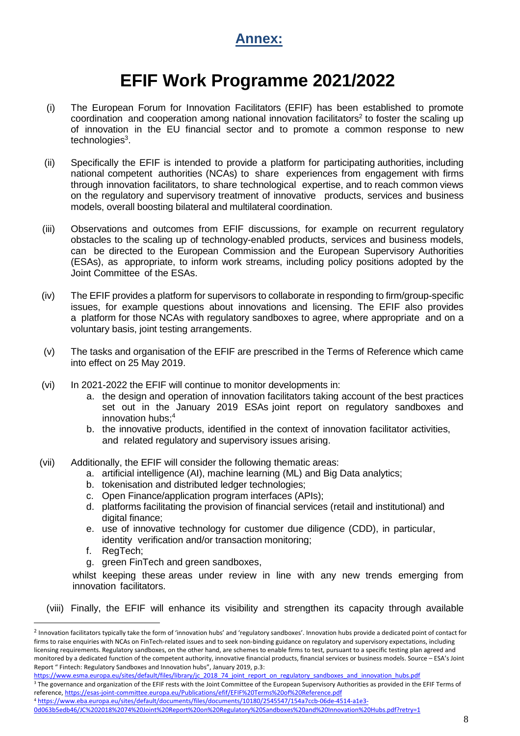# Annex:

# EFIF Work Programme 2021/2022

(i) The European Forum for Innovation Facilitators (EFIF) has been established to promote coordination and cooperation among national innovation facilitators[2] to foster the scaling up of innovation in the EU financial sector and to promote a common response to new technologies[3].

(ii) Specifically the EFIF is intended to provide a platform for participating authorities, including national competent authorities (NCAs) to share experiences from engagement with firms through innovation facilitators, to share technological expertise, and to reach common views on the regulatory and supervisory treatment of innovative products, services and business models, overall boosting bilateral and multilateral coordination.

(iii) Observations and outcomes from EFIF discussions, for example on recurrent regulatory obstacles to the scaling up of technology-enabled products, services and business models, can be directed to the European Commission and the European Supervisory Authorities (ESAs), as appropriate, to inform work streams, including policy positions adopted by the Joint Committee of the ESAs.

(iv) The EFIF provides a platform for supervisors to collaborate in responding to firm/group-specific issues, for example questions about innovations and licensing. The EFIF also provides a platform for those NCAs with regulatory sandboxes to agree, where appropriate and on a voluntary basis, joint testing arrangements.

(v) The tasks and organisation of the EFIF are prescribed in the Terms of Reference which came into effect on 25 May 2019.

(vi) In 2021-2022 the EFIF will continue to monitor developments in:

a. the design and operation of innovation facilitators taking account of the best practices set out in the January 2019 ESAs joint report on regulatory sandboxes and innovation hubs;[4]

b. the innovative products, identified in the context of innovation facilitator activities, and related regulatory and supervisory issues arising.

(vii) Additionally, the EFIF will consider the following thematic areas:

a. artificial intelligence (AI), machine learning (ML) and Big Data analytics;

b. tokenisation and distributed ledger technologies;

c. Open Finance/application program interfaces (APIs);

d. platforms facilitating the provision of financial services (retail and institutional) and digital finance;

e. use of innovative technology for customer due diligence (CDD), in particular, identity verification and/or transaction monitoring;

f. RegTech;

g. green FinTech and green sandboxes,

whilst keeping these areas under review in line with any new trends emerging from innovation facilitators.

(viii) Finally, the EFIF will enhance its visibility and strengthen its capacity through available

---

[2] Innovation facilitators typically take the form of 'innovation hubs' and 'regulatory sandboxes'. Innovation hubs provide a dedicated point of contact for firms to raise enquiries with NCAs on FinTech-related issues and to seek non-binding guidance on regulatory and supervisory expectations, including licensing requirements. Regulatory sandboxes, on the other hand, are schemes to enable firms to test, pursuant to a specific testing plan agreed and monitored by a dedicated function of the competent authority, innovative financial products, financial services or business models. Source – ESA's Joint Report " Fintech: Regulatory Sandboxes and Innovation hubs", January 2019, p.3: https://www.esma.europa.eu/sites/default/files/library/jc_2018_74_joint_report_on_regulatory_sandboxes_and_innovation_hubs.pdf

[3] The governance and organization of the EFIF rests with the Joint Committee of the European Supervisory Authorities as provided in the EFIF Terms of reference, https://esas-joint-committee.europa.eu/Publications/efif/EFIF%20Terms%20of%20Reference.pdf

[4] https://www.eba.europa.eu/sites/default/documents/files/documents/10180/2545547/154a7ccb-06de-4514-a1e3-0d063b5edb46/JC%202018%2074%20Joint%20Report%20on%20Regulatory%20Sandboxes%20and%20Innovation%20Hubs.pdf?retry=1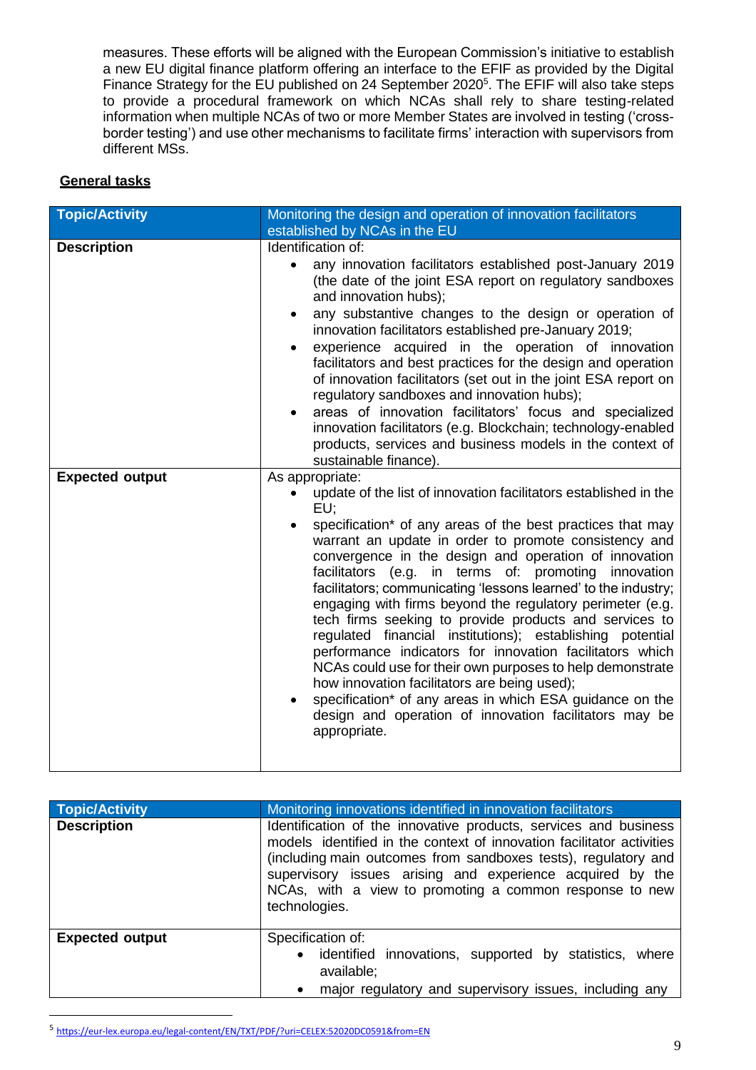measures. These efforts will be aligned with the European Commission's initiative to establish a new EU digital finance platform offering an interface to the EFIF as provided by the Digital Finance Strategy for the EU published on 24 September 2020[5]. The EFIF will also take steps to provide a procedural framework on which NCAs shall rely to share testing-related information when multiple NCAs of two or more Member States are involved in testing ('cross-border testing') and use other mechanisms to facilitate firms' interaction with supervisors from different MSs.

**General tasks**

| Topic/Activity | Monitoring the design and operation of innovation facilitators established by NCAs in the EU |
|---|---|
| **Description** | Identification of:<br>• any innovation facilitators established post-January 2019 (the date of the joint ESA report on regulatory sandboxes and innovation hubs);<br>• any substantive changes to the design or operation of innovation facilitators established pre-January 2019;<br>• experience acquired in the operation of innovation facilitators and best practices for the design and operation of innovation facilitators (set out in the joint ESA report on regulatory sandboxes and innovation hubs);<br>• areas of innovation facilitators' focus and specialized innovation facilitators (e.g. Blockchain; technology-enabled products, services and business models in the context of sustainable finance). |
| **Expected output** | As appropriate:<br>• update of the list of innovation facilitators established in the EU;<br>• specification* of any areas of the best practices that may warrant an update in order to promote consistency and convergence in the design and operation of innovation facilitators (e.g. in terms of: promoting innovation facilitators; communicating 'lessons learned' to the industry; engaging with firms beyond the regulatory perimeter (e.g. tech firms seeking to provide products and services to regulated financial institutions); establishing potential performance indicators for innovation facilitators which NCAs could use for their own purposes to help demonstrate how innovation facilitators are being used);<br>• specification* of any areas in which ESA guidance on the design and operation of innovation facilitators may be appropriate. |

| Topic/Activity | Monitoring innovations identified in innovation facilitators |
|---|---|
| **Description** | Identification of the innovative products, services and business models identified in the context of innovation facilitator activities (including main outcomes from sandboxes tests), regulatory and supervisory issues arising and experience acquired by the NCAs, with a view to promoting a common response to new technologies. |
| **Expected output** | Specification of:<br>• identified innovations, supported by statistics, where available;<br>• major regulatory and supervisory issues, including any |

[5] https://eur-lex.europa.eu/legal-content/EN/TXT/PDF/?uri=CELEX:52020DC0591&from=EN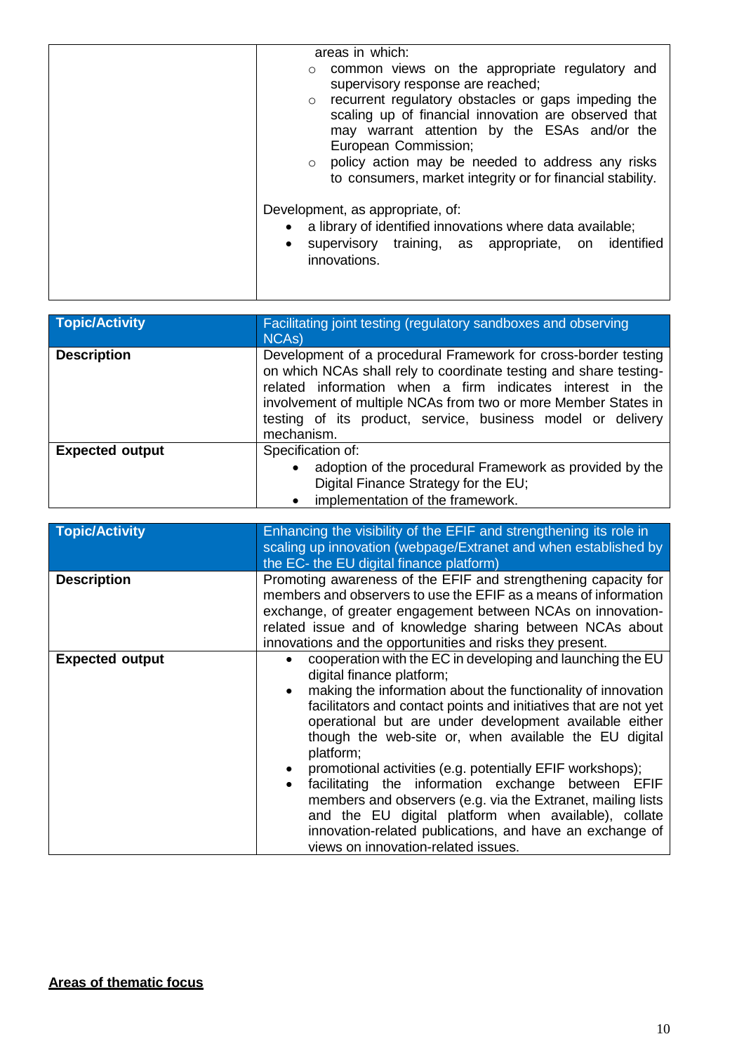| | |
|---|---|
| | areas in which:<br>○ common views on the appropriate regulatory and supervisory response are reached;<br>○ recurrent regulatory obstacles or gaps impeding the scaling up of financial innovation are observed that may warrant attention by the ESAs and/or the European Commission;<br>○ policy action may be needed to address any risks to consumers, market integrity or for financial stability.<br><br>Development, as appropriate, of:<br>• a library of identified innovations where data available;<br>• supervisory training, as appropriate, on identified innovations. |

| **Topic/Activity** | Facilitating joint testing (regulatory sandboxes and observing NCAs) |
|---|---|
| **Description** | Development of a procedural Framework for cross-border testing on which NCAs shall rely to coordinate testing and share testing-related information when a firm indicates interest in the involvement of multiple NCAs from two or more Member States in testing of its product, service, business model or delivery mechanism. |
| **Expected output** | Specification of:<br>• adoption of the procedural Framework as provided by the Digital Finance Strategy for the EU;<br>• implementation of the framework. |

| **Topic/Activity** | Enhancing the visibility of the EFIF and strengthening its role in scaling up innovation (webpage/Extranet and when established by the EC- the EU digital finance platform) |
|---|---|
| **Description** | Promoting awareness of the EFIF and strengthening capacity for members and observers to use the EFIF as a means of information exchange, of greater engagement between NCAs on innovation-related issue and of knowledge sharing between NCAs about innovations and the opportunities and risks they present. |
| **Expected output** | • cooperation with the EC in developing and launching the EU digital finance platform;<br>• making the information about the functionality of innovation facilitators and contact points and initiatives that are not yet operational but are under development available either though the web-site or, when available the EU digital platform;<br>• promotional activities (e.g. potentially EFIF workshops);<br>• facilitating the information exchange between EFIF members and observers (e.g. via the Extranet, mailing lists and the EU digital platform when available), collate innovation-related publications, and have an exchange of views on innovation-related issues. |

**<u>Areas of thematic focus</u>**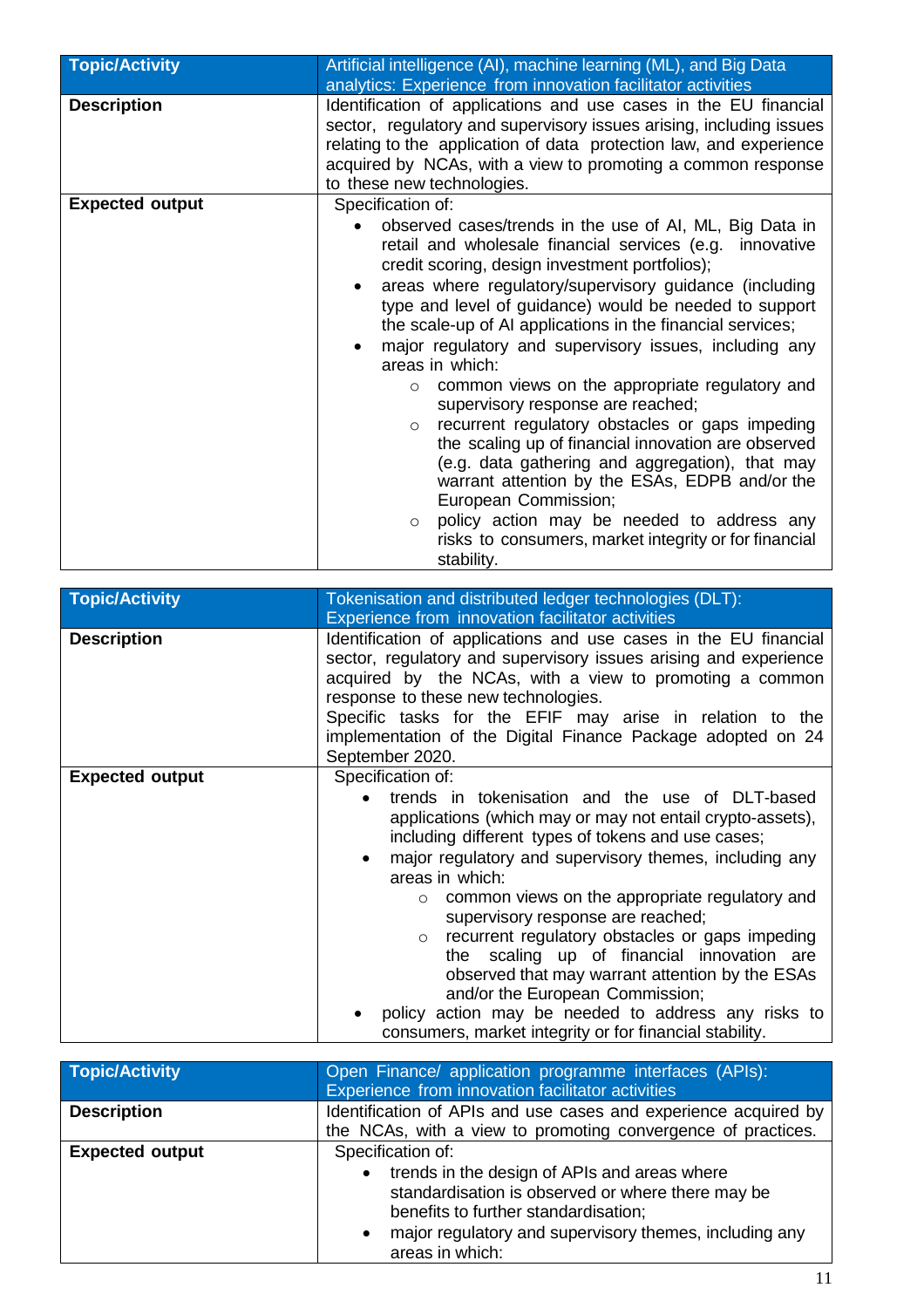| Topic/Activity | Artificial intelligence (AI), machine learning (ML), and Big Data analytics: Experience from innovation facilitator activities |
|---|---|
| **Description** | Identification of applications and use cases in the EU financial sector, regulatory and supervisory issues arising, including issues relating to the application of data protection law, and experience acquired by NCAs, with a view to promoting a common response to these new technologies. |
| **Expected output** | Specification of:<br>• observed cases/trends in the use of AI, ML, Big Data in retail and wholesale financial services (e.g. innovative credit scoring, design investment portfolios);<br>• areas where regulatory/supervisory guidance (including type and level of guidance) would be needed to support the scale-up of AI applications in the financial services;<br>• major regulatory and supervisory issues, including any areas in which:<br>  ○ common views on the appropriate regulatory and supervisory response are reached;<br>  ○ recurrent regulatory obstacles or gaps impeding the scaling up of financial innovation are observed (e.g. data gathering and aggregation), that may warrant attention by the ESAs, EDPB and/or the European Commission;<br>  ○ policy action may be needed to address any risks to consumers, market integrity or for financial stability. |

| Topic/Activity | Tokenisation and distributed ledger technologies (DLT): Experience from innovation facilitator activities |
|---|---|
| **Description** | Identification of applications and use cases in the EU financial sector, regulatory and supervisory issues arising and experience acquired by the NCAs, with a view to promoting a common response to these new technologies.<br>Specific tasks for the EFIF may arise in relation to the implementation of the Digital Finance Package adopted on 24 September 2020. |
| **Expected output** | Specification of:<br>• trends in tokenisation and the use of DLT-based applications (which may or may not entail crypto-assets), including different types of tokens and use cases;<br>• major regulatory and supervisory themes, including any areas in which:<br>  ○ common views on the appropriate regulatory and supervisory response are reached;<br>  ○ recurrent regulatory obstacles or gaps impeding the scaling up of financial innovation are observed that may warrant attention by the ESAs and/or the European Commission;<br>• policy action may be needed to address any risks to consumers, market integrity or for financial stability. |

| Topic/Activity | Open Finance/ application programme interfaces (APIs): Experience from innovation facilitator activities |
|---|---|
| **Description** | Identification of APIs and use cases and experience acquired by the NCAs, with a view to promoting convergence of practices. |
| **Expected output** | Specification of:<br>• trends in the design of APIs and areas where standardisation is observed or where there may be benefits to further standardisation;<br>• major regulatory and supervisory themes, including any areas in which: |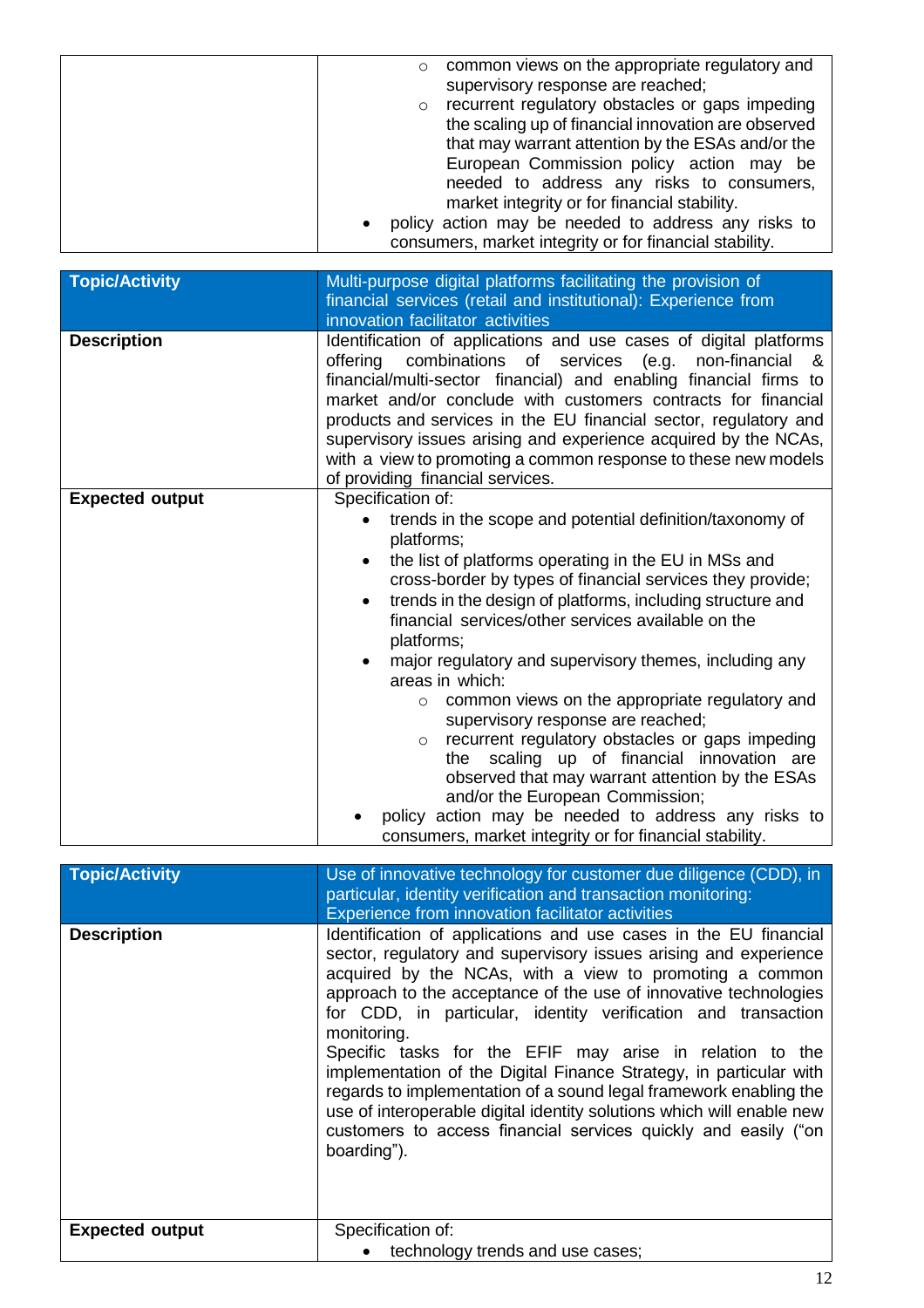|  |  |
|---|---|
|  | ○ common views on the appropriate regulatory and supervisory response are reached;<br>○ recurrent regulatory obstacles or gaps impeding the scaling up of financial innovation are observed that may warrant attention by the ESAs and/or the European Commission policy action may be needed to address any risks to consumers, market integrity or for financial stability.<br>• policy action may be needed to address any risks to consumers, market integrity or for financial stability. |

| **Topic/Activity** | Multi-purpose digital platforms facilitating the provision of financial services (retail and institutional): Experience from innovation facilitator activities |
|---|---|
| **Description** | Identification of applications and use cases of digital platforms offering combinations of services (e.g. non-financial & financial/multi-sector financial) and enabling financial firms to market and/or conclude with customers contracts for financial products and services in the EU financial sector, regulatory and supervisory issues arising and experience acquired by the NCAs, with a view to promoting a common response to these new models of providing financial services. |
| **Expected output** | Specification of:<br>• trends in the scope and potential definition/taxonomy of platforms;<br>• the list of platforms operating in the EU in MSs and cross-border by types of financial services they provide;<br>• trends in the design of platforms, including structure and financial services/other services available on the platforms;<br>• major regulatory and supervisory themes, including any areas in which:<br>○ common views on the appropriate regulatory and supervisory response are reached;<br>○ recurrent regulatory obstacles or gaps impeding the scaling up of financial innovation are observed that may warrant attention by the ESAs and/or the European Commission;<br>• policy action may be needed to address any risks to consumers, market integrity or for financial stability. |

| **Topic/Activity** | Use of innovative technology for customer due diligence (CDD), in particular, identity verification and transaction monitoring: Experience from innovation facilitator activities |
|---|---|
| **Description** | Identification of applications and use cases in the EU financial sector, regulatory and supervisory issues arising and experience acquired by the NCAs, with a view to promoting a common approach to the acceptance of the use of innovative technologies for CDD, in particular, identity verification and transaction monitoring.<br>Specific tasks for the EFIF may arise in relation to the implementation of the Digital Finance Strategy, in particular with regards to implementation of a sound legal framework enabling the use of interoperable digital identity solutions which will enable new customers to access financial services quickly and easily ("on boarding"). |
| **Expected output** | Specification of:<br>• technology trends and use cases; |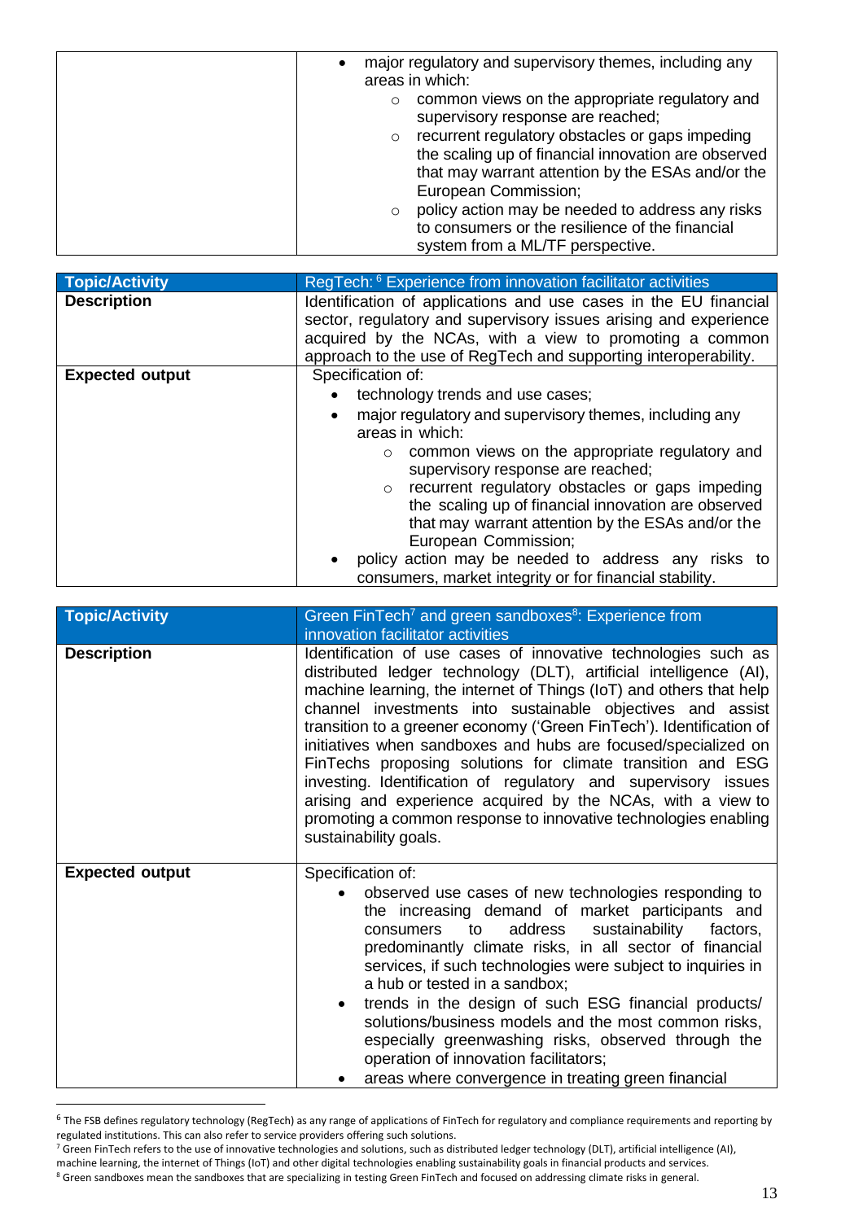| | |
|---|---|
| | • major regulatory and supervisory themes, including any areas in which:<br>  ○ common views on the appropriate regulatory and supervisory response are reached;<br>  ○ recurrent regulatory obstacles or gaps impeding the scaling up of financial innovation are observed that may warrant attention by the ESAs and/or the European Commission;<br>  ○ policy action may be needed to address any risks to consumers or the resilience of the financial system from a ML/TF perspective. |

| **Topic/Activity** | RegTech: [6] Experience from innovation facilitator activities |
|---|---|
| **Description** | Identification of applications and use cases in the EU financial sector, regulatory and supervisory issues arising and experience acquired by the NCAs, with a view to promoting a common approach to the use of RegTech and supporting interoperability. |
| **Expected output** | Specification of:<br>• technology trends and use cases;<br>• major regulatory and supervisory themes, including any areas in which:<br>  ○ common views on the appropriate regulatory and supervisory response are reached;<br>  ○ recurrent regulatory obstacles or gaps impeding the scaling up of financial innovation are observed that may warrant attention by the ESAs and/or the European Commission;<br>• policy action may be needed to address any risks to consumers, market integrity or for financial stability. |

| **Topic/Activity** | Green FinTech[7] and green sandboxes[8]: Experience from innovation facilitator activities |
|---|---|
| **Description** | Identification of use cases of innovative technologies such as distributed ledger technology (DLT), artificial intelligence (AI), machine learning, the internet of Things (IoT) and others that help channel investments into sustainable objectives and assist transition to a greener economy ('Green FinTech'). Identification of initiatives when sandboxes and hubs are focused/specialized on FinTechs proposing solutions for climate transition and ESG investing. Identification of regulatory and supervisory issues arising and experience acquired by the NCAs, with a view to promoting a common response to innovative technologies enabling sustainability goals. |
| **Expected output** | Specification of:<br>• observed use cases of new technologies responding to the increasing demand of market participants and consumers to address sustainability factors, predominantly climate risks, in all sector of financial services, if such technologies were subject to inquiries in a hub or tested in a sandbox;<br>• trends in the design of such ESG financial products/ solutions/business models and the most common risks, especially greenwashing risks, observed through the operation of innovation facilitators;<br>• areas where convergence in treating green financial |

[6] The FSB defines regulatory technology (RegTech) as any range of applications of FinTech for regulatory and compliance requirements and reporting by regulated institutions. This can also refer to service providers offering such solutions.

[7] Green FinTech refers to the use of innovative technologies and solutions, such as distributed ledger technology (DLT), artificial intelligence (AI), machine learning, the internet of Things (IoT) and other digital technologies enabling sustainability goals in financial products and services.

[8] Green sandboxes mean the sandboxes that are specializing in testing Green FinTech and focused on addressing climate risks in general.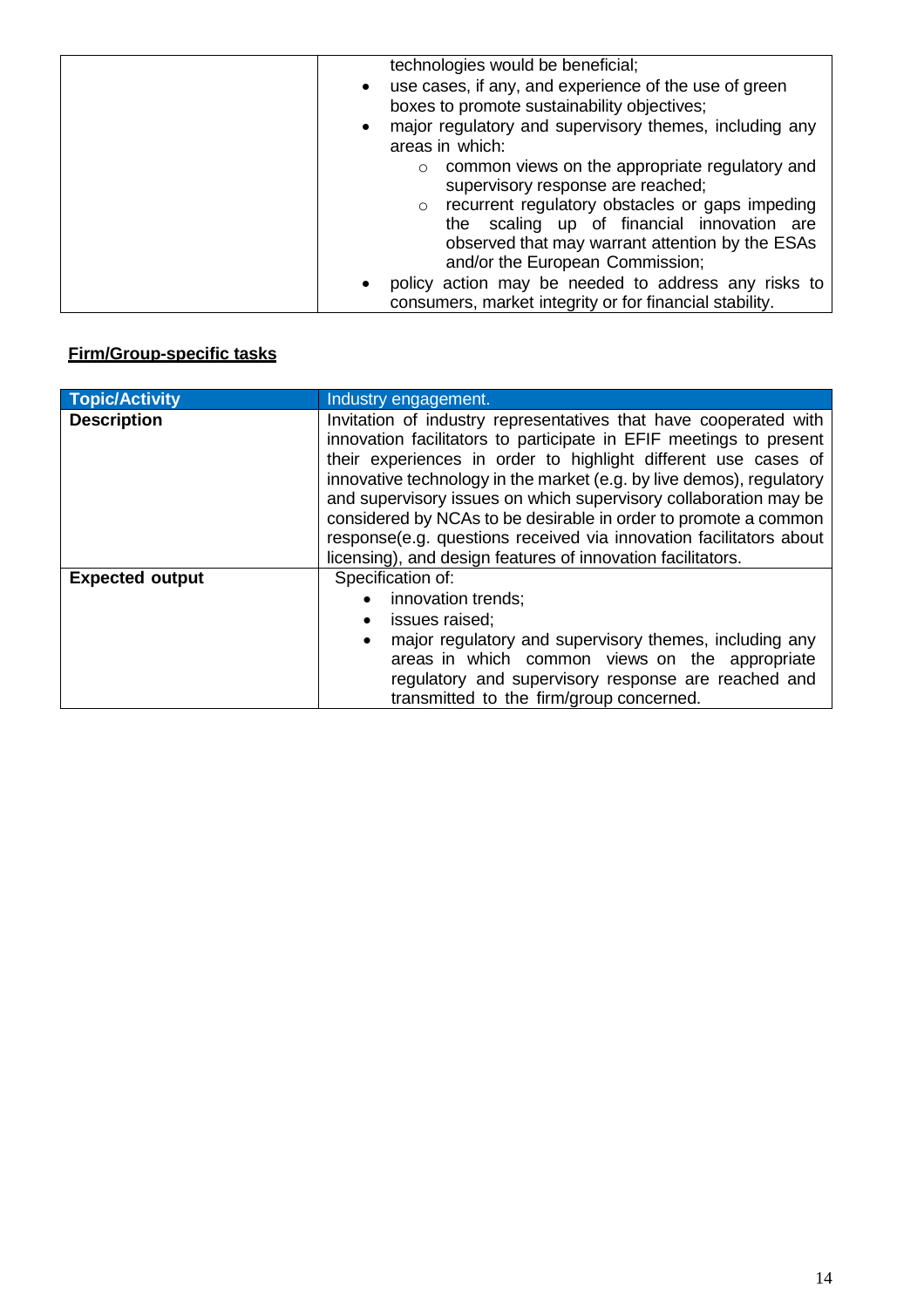| | |
|---|---|
| | technologies would be beneficial;<br>• use cases, if any, and experience of the use of green boxes to promote sustainability objectives;<br>• major regulatory and supervisory themes, including any areas in which:<br>&nbsp;&nbsp;&nbsp;&nbsp;○ common views on the appropriate regulatory and supervisory response are reached;<br>&nbsp;&nbsp;&nbsp;&nbsp;○ recurrent regulatory obstacles or gaps impeding the scaling up of financial innovation are observed that may warrant attention by the ESAs and/or the European Commission;<br>• policy action may be needed to address any risks to consumers, market integrity or for financial stability. |

**Firm/Group-specific tasks**

| Topic/Activity | Industry engagement. |
|---|---|
| **Description** | Invitation of industry representatives that have cooperated with innovation facilitators to participate in EFIF meetings to present their experiences in order to highlight different use cases of innovative technology in the market (e.g. by live demos), regulatory and supervisory issues on which supervisory collaboration may be considered by NCAs to be desirable in order to promote a common response(e.g. questions received via innovation facilitators about licensing), and design features of innovation facilitators. |
| **Expected output** | Specification of:<br>• innovation trends;<br>• issues raised;<br>• major regulatory and supervisory themes, including any areas in which common views on the appropriate regulatory and supervisory response are reached and transmitted to the firm/group concerned. |